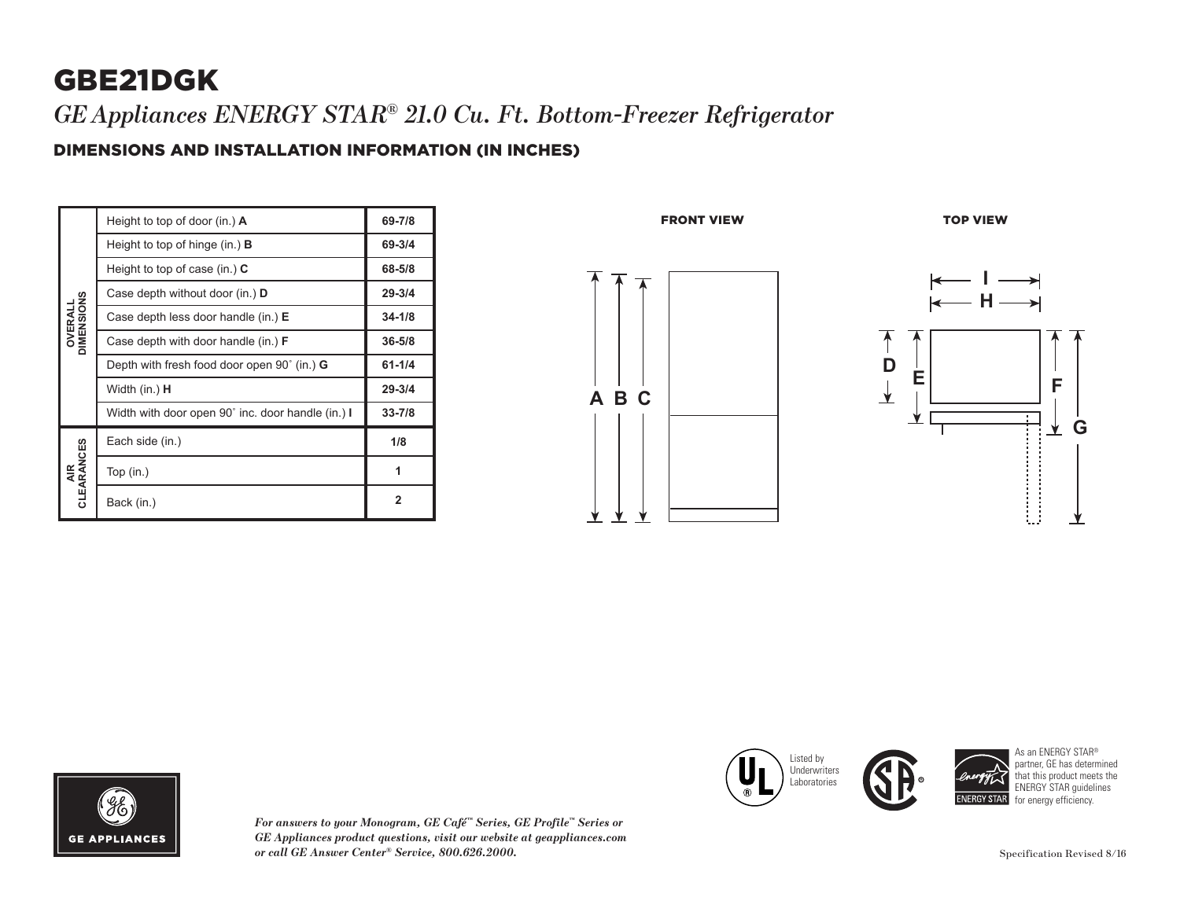# GBE21DGK

*GE Appliances ENERGY STAR® 21.0 Cu. Ft. Bottom-Freezer Refrigerator*

## DIMENSIONS AND INSTALLATION INFORMATION (IN INCHES)

| | | |
|---|---|---|
| OVERALL DIMENSIONS | Height to top of door (in.) **A** | **69-7/8** |
| | Height to top of hinge (in.) **B** | **69-3/4** |
| | Height to top of case (in.) **C** | **68-5/8** |
| | Case depth without door (in.) **D** | **29-3/4** |
| | Case depth less door handle (in.) **E** | **34-1/8** |
| | Case depth with door handle (in.) **F** | **36-5/8** |
| | Depth with fresh food door open 90˚ (in.) **G** | **61-1/4** |
| | Width (in.) **H** | **29-3/4** |
| | Width with door open 90˚ inc. door handle (in.) **I** | **33-7/8** |
| AIR CLEARANCES | Each side (in.) | **1/8** |
| | Top (in.) | **1** |
| | Back (in.) | **2** |

FRONT VIEW

TOP VIEW

Listed by Underwriters Laboratories

As an ENERGY STAR® partner, GE has determined that this product meets the ENERGY STAR guidelines for energy efficiency.

GE APPLIANCES

*For answers to your Monogram, GE Café™ Series, GE Profile™ Series or GE Appliances product questions, visit our website at geappliances.com or call GE Answer Center® Service, 800.626.2000.*

Specification Revised 8/16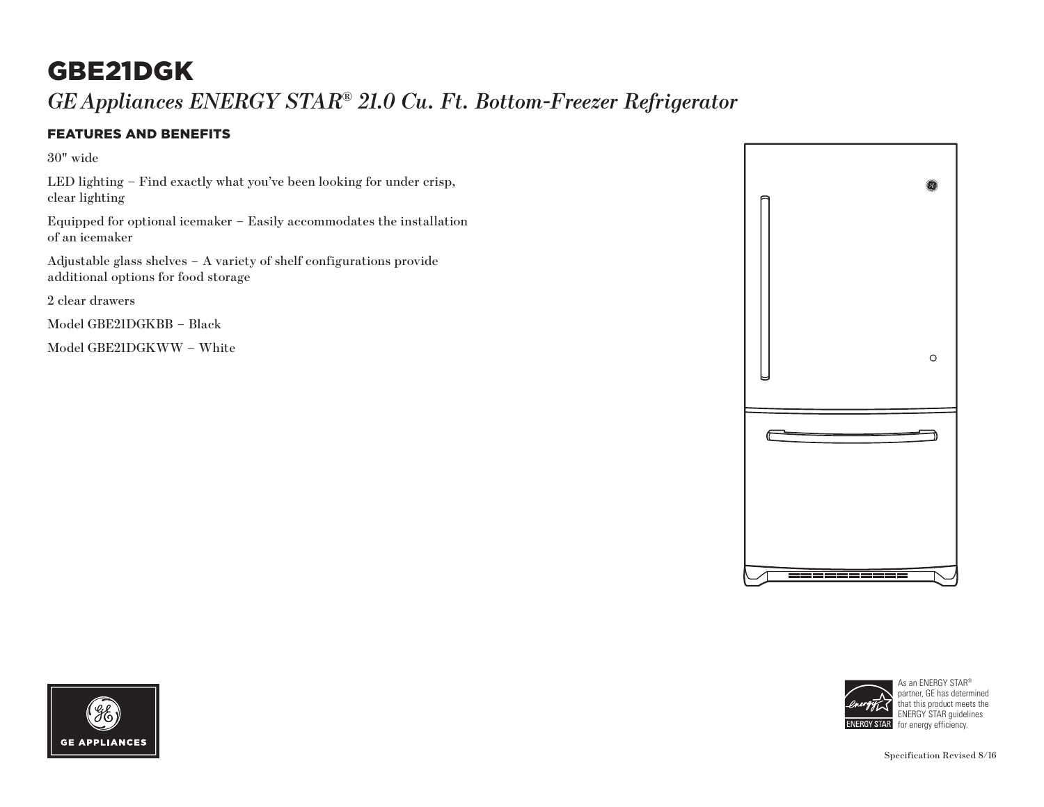# GBE21DGK

*GE Appliances ENERGY STAR® 21.0 Cu. Ft. Bottom-Freezer Refrigerator*

## FEATURES AND BENEFITS

30" wide

LED lighting – Find exactly what you've been looking for under crisp, clear lighting

Equipped for optional icemaker – Easily accommodates the installation of an icemaker

Adjustable glass shelves – A variety of shelf configurations provide additional options for food storage

2 clear drawers

Model GBE21DGKBB – Black

Model GBE21DGKWW – White

GE APPLIANCES

ENERGY STAR

As an ENERGY STAR® partner, GE has determined that this product meets the ENERGY STAR guidelines for energy efficiency.

Specification Revised 8/16